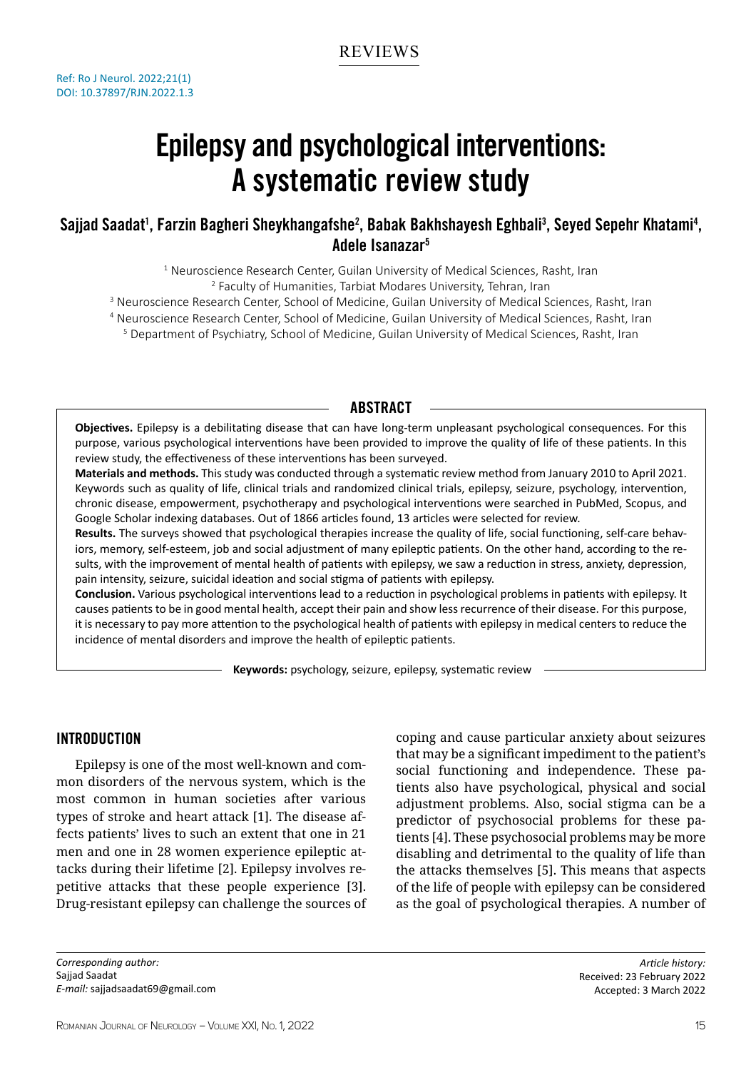REVIEWS

Ref: Ro J Neurol. 2022;21(1)
DOI: 10.37897/RJN.2022.1.3

# Epilepsy and psychological interventions: A systematic review study

**Sajjad Saadat[1], Farzin Bagheri Sheykhangafshe[2], Babak Bakhshayesh Eghbali[3], Seyed Sepehr Khatami[4], Adele Isanazar[5]**

[1] Neuroscience Research Center, Guilan University of Medical Sciences, Rasht, Iran
[2] Faculty of Humanities, Tarbiat Modares University, Tehran, Iran
[3] Neuroscience Research Center, School of Medicine, Guilan University of Medical Sciences, Rasht, Iran
[4] Neuroscience Research Center, School of Medicine, Guilan University of Medical Sciences, Rasht, Iran
[5] Department of Psychiatry, School of Medicine, Guilan University of Medical Sciences, Rasht, Iran

## ABSTRACT

**Objectives.** Epilepsy is a debilitating disease that can have long-term unpleasant psychological consequences. For this purpose, various psychological interventions have been provided to improve the quality of life of these patients. In this review study, the effectiveness of these interventions has been surveyed.

**Materials and methods.** This study was conducted through a systematic review method from January 2010 to April 2021. Keywords such as quality of life, clinical trials and randomized clinical trials, epilepsy, seizure, psychology, intervention, chronic disease, empowerment, psychotherapy and psychological interventions were searched in PubMed, Scopus, and Google Scholar indexing databases. Out of 1866 articles found, 13 articles were selected for review.

**Results.** The surveys showed that psychological therapies increase the quality of life, social functioning, self-care behaviors, memory, self-esteem, job and social adjustment of many epileptic patients. On the other hand, according to the results, with the improvement of mental health of patients with epilepsy, we saw a reduction in stress, anxiety, depression, pain intensity, seizure, suicidal ideation and social stigma of patients with epilepsy.

**Conclusion.** Various psychological interventions lead to a reduction in psychological problems in patients with epilepsy. It causes patients to be in good mental health, accept their pain and show less recurrence of their disease. For this purpose, it is necessary to pay more attention to the psychological health of patients with epilepsy in medical centers to reduce the incidence of mental disorders and improve the health of epileptic patients.

**Keywords:** psychology, seizure, epilepsy, systematic review

## INTRODUCTION

Epilepsy is one of the most well-known and common disorders of the nervous system, which is the most common in human societies after various types of stroke and heart attack [1]. The disease affects patients' lives to such an extent that one in 21 men and one in 28 women experience epileptic attacks during their lifetime [2]. Epilepsy involves repetitive attacks that these people experience [3]. Drug-resistant epilepsy can challenge the sources of coping and cause particular anxiety about seizures that may be a significant impediment to the patient's social functioning and independence. These patients also have psychological, physical and social adjustment problems. Also, social stigma can be a predictor of psychosocial problems for these patients [4]. These psychosocial problems may be more disabling and detrimental to the quality of life than the attacks themselves [5]. This means that aspects of the life of people with epilepsy can be considered as the goal of psychological therapies. A number of

*Corresponding author:*
Sajjad Saadat
*E-mail:* sajjadsaadat69@gmail.com

*Article history:*
Received: 23 February 2022
Accepted: 3 March 2022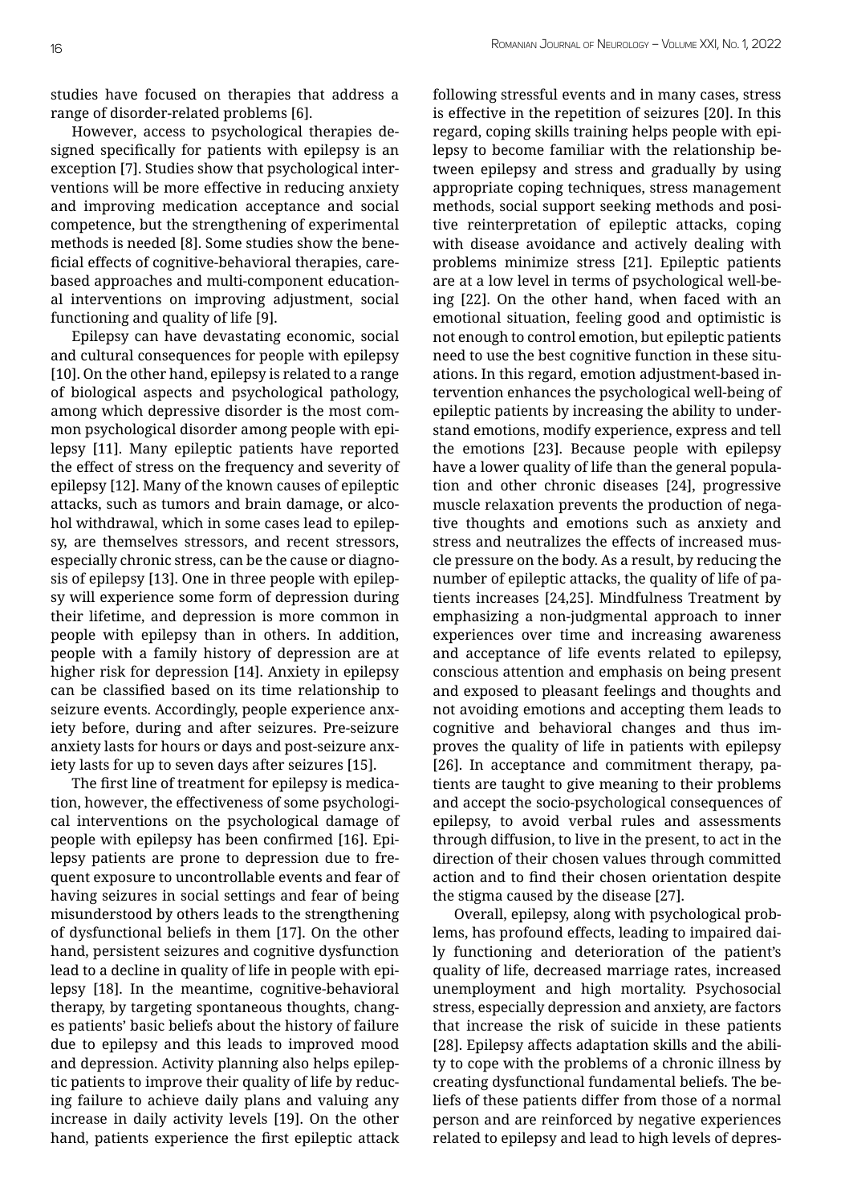studies have focused on therapies that address a range of disorder-related problems [6].

However, access to psychological therapies designed specifically for patients with epilepsy is an exception [7]. Studies show that psychological interventions will be more effective in reducing anxiety and improving medication acceptance and social competence, but the strengthening of experimental methods is needed [8]. Some studies show the beneficial effects of cognitive-behavioral therapies, care-based approaches and multi-component educational interventions on improving adjustment, social functioning and quality of life [9].

Epilepsy can have devastating economic, social and cultural consequences for people with epilepsy [10]. On the other hand, epilepsy is related to a range of biological aspects and psychological pathology, among which depressive disorder is the most common psychological disorder among people with epilepsy [11]. Many epileptic patients have reported the effect of stress on the frequency and severity of epilepsy [12]. Many of the known causes of epileptic attacks, such as tumors and brain damage, or alcohol withdrawal, which in some cases lead to epilepsy, are themselves stressors, and recent stressors, especially chronic stress, can be the cause or diagnosis of epilepsy [13]. One in three people with epilepsy will experience some form of depression during their lifetime, and depression is more common in people with epilepsy than in others. In addition, people with a family history of depression are at higher risk for depression [14]. Anxiety in epilepsy can be classified based on its time relationship to seizure events. Accordingly, people experience anxiety before, during and after seizures. Pre-seizure anxiety lasts for hours or days and post-seizure anxiety lasts for up to seven days after seizures [15].

The first line of treatment for epilepsy is medication, however, the effectiveness of some psychological interventions on the psychological damage of people with epilepsy has been confirmed [16]. Epilepsy patients are prone to depression due to frequent exposure to uncontrollable events and fear of having seizures in social settings and fear of being misunderstood by others leads to the strengthening of dysfunctional beliefs in them [17]. On the other hand, persistent seizures and cognitive dysfunction lead to a decline in quality of life in people with epilepsy [18]. In the meantime, cognitive-behavioral therapy, by targeting spontaneous thoughts, changes patients' basic beliefs about the history of failure due to epilepsy and this leads to improved mood and depression. Activity planning also helps epileptic patients to improve their quality of life by reducing failure to achieve daily plans and valuing any increase in daily activity levels [19]. On the other hand, patients experience the first epileptic attack following stressful events and in many cases, stress is effective in the repetition of seizures [20]. In this regard, coping skills training helps people with epilepsy to become familiar with the relationship between epilepsy and stress and gradually by using appropriate coping techniques, stress management methods, social support seeking methods and positive reinterpretation of epileptic attacks, coping with disease avoidance and actively dealing with problems minimize stress [21]. Epileptic patients are at a low level in terms of psychological well-being [22]. On the other hand, when faced with an emotional situation, feeling good and optimistic is not enough to control emotion, but epileptic patients need to use the best cognitive function in these situations. In this regard, emotion adjustment-based intervention enhances the psychological well-being of epileptic patients by increasing the ability to understand emotions, modify experience, express and tell the emotions [23]. Because people with epilepsy have a lower quality of life than the general population and other chronic diseases [24], progressive muscle relaxation prevents the production of negative thoughts and emotions such as anxiety and stress and neutralizes the effects of increased muscle pressure on the body. As a result, by reducing the number of epileptic attacks, the quality of life of patients increases [24,25]. Mindfulness Treatment by emphasizing a non-judgmental approach to inner experiences over time and increasing awareness and acceptance of life events related to epilepsy, conscious attention and emphasis on being present and exposed to pleasant feelings and thoughts and not avoiding emotions and accepting them leads to cognitive and behavioral changes and thus improves the quality of life in patients with epilepsy [26]. In acceptance and commitment therapy, patients are taught to give meaning to their problems and accept the socio-psychological consequences of epilepsy, to avoid verbal rules and assessments through diffusion, to live in the present, to act in the direction of their chosen values through committed action and to find their chosen orientation despite the stigma caused by the disease [27].

Overall, epilepsy, along with psychological problems, has profound effects, leading to impaired daily functioning and deterioration of the patient's quality of life, decreased marriage rates, increased unemployment and high mortality. Psychosocial stress, especially depression and anxiety, are factors that increase the risk of suicide in these patients [28]. Epilepsy affects adaptation skills and the ability to cope with the problems of a chronic illness by creating dysfunctional fundamental beliefs. The beliefs of these patients differ from those of a normal person and are reinforced by negative experiences related to epilepsy and lead to high levels of depres-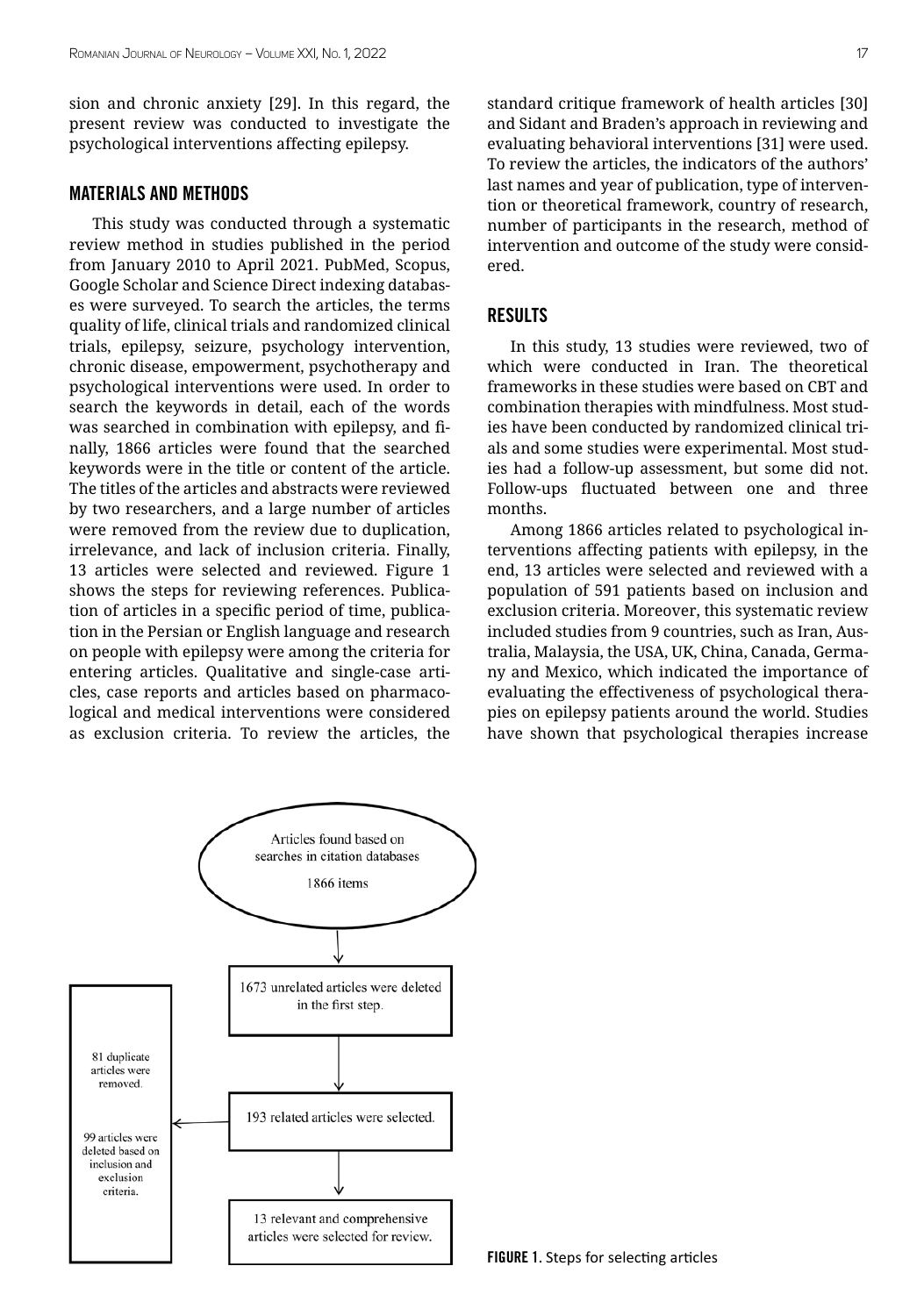sion and chronic anxiety [29]. In this regard, the present review was conducted to investigate the psychological interventions affecting epilepsy.

## MATERIALS AND METHODS

This study was conducted through a systematic review method in studies published in the period from January 2010 to April 2021. PubMed, Scopus, Google Scholar and Science Direct indexing databases were surveyed. To search the articles, the terms quality of life, clinical trials and randomized clinical trials, epilepsy, seizure, psychology intervention, chronic disease, empowerment, psychotherapy and psychological interventions were used. In order to search the keywords in detail, each of the words was searched in combination with epilepsy, and finally, 1866 articles were found that the searched keywords were in the title or content of the article. The titles of the articles and abstracts were reviewed by two researchers, and a large number of articles were removed from the review due to duplication, irrelevance, and lack of inclusion criteria. Finally, 13 articles were selected and reviewed. Figure 1 shows the steps for reviewing references. Publication of articles in a specific period of time, publication in the Persian or English language and research on people with epilepsy were among the criteria for entering articles. Qualitative and single-case articles, case reports and articles based on pharmacological and medical interventions were considered as exclusion criteria. To review the articles, the standard critique framework of health articles [30] and Sidant and Braden's approach in reviewing and evaluating behavioral interventions [31] were used. To review the articles, the indicators of the authors' last names and year of publication, type of intervention or theoretical framework, country of research, number of participants in the research, method of intervention and outcome of the study were considered.

## RESULTS

In this study, 13 studies were reviewed, two of which were conducted in Iran. The theoretical frameworks in these studies were based on CBT and combination therapies with mindfulness. Most studies have been conducted by randomized clinical trials and some studies were experimental. Most studies had a follow-up assessment, but some did not. Follow-ups fluctuated between one and three months.

Among 1866 articles related to psychological interventions affecting patients with epilepsy, in the end, 13 articles were selected and reviewed with a population of 591 patients based on inclusion and exclusion criteria. Moreover, this systematic review included studies from 9 countries, such as Iran, Australia, Malaysia, the USA, UK, China, Canada, Germany and Mexico, which indicated the importance of evaluating the effectiveness of psychological therapies on epilepsy patients around the world. Studies have shown that psychological therapies increase

Articles found based on searches in citation databases 1866 items

1673 unrelated articles were deleted in the first step.

193 related articles were selected.

81 duplicate articles were removed.

99 articles were deleted based on inclusion and exclusion criteria.

13 relevant and comprehensive articles were selected for review.

**FIGURE 1.** Steps for selecting articles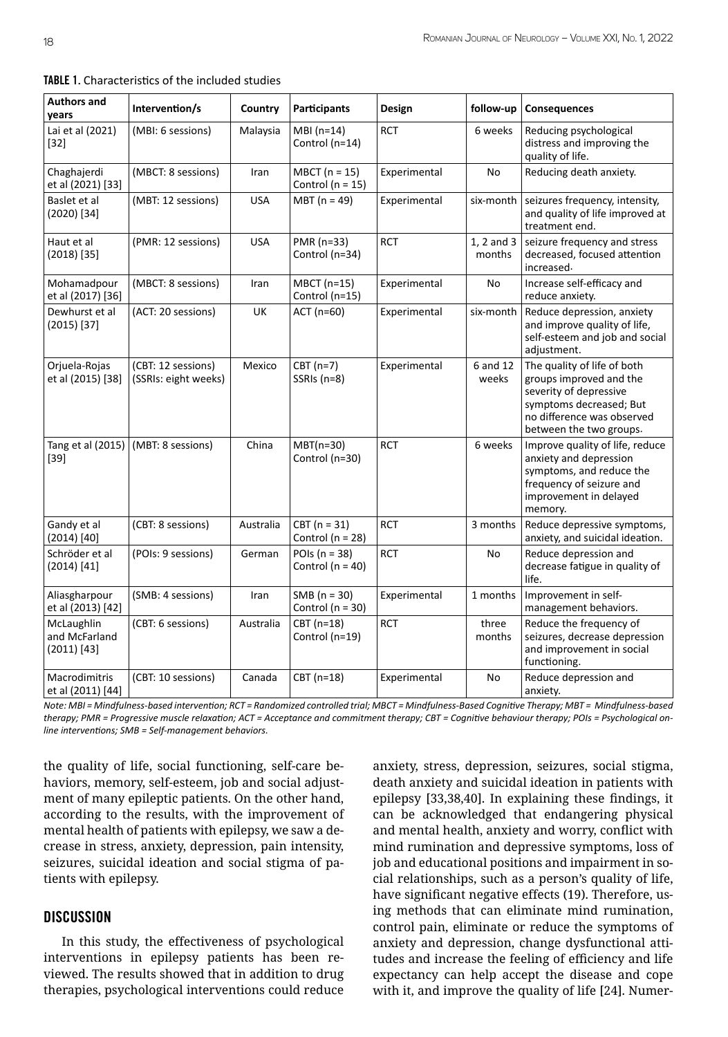**TABLE 1.** Characteristics of the included studies

| Authors and years | Intervention/s | Country | Participants | Design | follow-up | Consequences |
|---|---|---|---|---|---|---|
| Lai et al (2021) [32] | (MBI: 6 sessions) | Malaysia | MBI (n=14) Control (n=14) | RCT | 6 weeks | Reducing psychological distress and improving the quality of life. |
| Chaghajerdi et al (2021) [33] | (MBCT: 8 sessions) | Iran | MBCT (n = 15) Control (n = 15) | Experimental | No | Reducing death anxiety. |
| Baslet et al (2020) [34] | (MBT: 12 sessions) | USA | MBT (n = 49) | Experimental | six-month | seizures frequency, intensity, and quality of life improved at treatment end. |
| Haut et al (2018) [35] | (PMR: 12 sessions) | USA | PMR (n=33) Control (n=34) | RCT | 1, 2 and 3 months | seizure frequency and stress decreased, focused attention increased. |
| Mohamadpour et al (2017) [36] | (MBCT: 8 sessions) | Iran | MBCT (n=15) Control (n=15) | Experimental | No | Increase self-efficacy and reduce anxiety. |
| Dewhurst et al (2015) [37] | (ACT: 20 sessions) | UK | ACT (n=60) | Experimental | six-month | Reduce depression, anxiety and improve quality of life, self-esteem and job and social adjustment. |
| Orjuela-Rojas et al (2015) [38] | (CBT: 12 sessions) (SSRIs: eight weeks) | Mexico | CBT (n=7) SSRIs (n=8) | Experimental | 6 and 12 weeks | The quality of life of both groups improved and the severity of depressive symptoms decreased; But no difference was observed between the two groups. |
| Tang et al (2015) [39] | (MBT: 8 sessions) | China | MBT(n=30) Control (n=30) | RCT | 6 weeks | Improve quality of life, reduce anxiety and depression symptoms, and reduce the frequency of seizure and improvement in delayed memory. |
| Gandy et al (2014) [40] | (CBT: 8 sessions) | Australia | CBT (n = 31) Control (n = 28) | RCT | 3 months | Reduce depressive symptoms, anxiety, and suicidal ideation. |
| Schröder et al (2014) [41] | (POIs: 9 sessions) | German | POIs (n = 38) Control (n = 40) | RCT | No | Reduce depression and decrease fatigue in quality of life. |
| Aliasgharpour et al (2013) [42] | (SMB: 4 sessions) | Iran | SMB (n = 30) Control (n = 30) | Experimental | 1 months | Improvement in self-management behaviors. |
| McLaughlin and McFarland (2011) [43] | (CBT: 6 sessions) | Australia | CBT (n=18) Control (n=19) | RCT | three months | Reduce the frequency of seizures, decrease depression and improvement in social functioning. |
| Macrodimitris et al (2011) [44] | (CBT: 10 sessions) | Canada | CBT (n=18) | Experimental | No | Reduce depression and anxiety. |

*Note: MBI = Mindfulness-based intervention; RCT = Randomized controlled trial; MBCT = Mindfulness-Based Cognitive Therapy; MBT = Mindfulness-based therapy; PMR = Progressive muscle relaxation; ACT = Acceptance and commitment therapy; CBT = Cognitive behaviour therapy; POIs = Psychological on-line interventions; SMB = Self-management behaviors.*

the quality of life, social functioning, self-care behaviors, memory, self-esteem, job and social adjustment of many epileptic patients. On the other hand, according to the results, with the improvement of mental health of patients with epilepsy, we saw a decrease in stress, anxiety, depression, pain intensity, seizures, suicidal ideation and social stigma of patients with epilepsy.

## DISCUSSION

In this study, the effectiveness of psychological interventions in epilepsy patients has been reviewed. The results showed that in addition to drug therapies, psychological interventions could reduce anxiety, stress, depression, seizures, social stigma, death anxiety and suicidal ideation in patients with epilepsy [33,38,40]. In explaining these findings, it can be acknowledged that endangering physical and mental health, anxiety and worry, conflict with mind rumination and depressive symptoms, loss of job and educational positions and impairment in social relationships, such as a person's quality of life, have significant negative effects (19). Therefore, using methods that can eliminate mind rumination, control pain, eliminate or reduce the symptoms of anxiety and depression, change dysfunctional attitudes and increase the feeling of efficiency and life expectancy can help accept the disease and cope with it, and improve the quality of life [24]. Numer-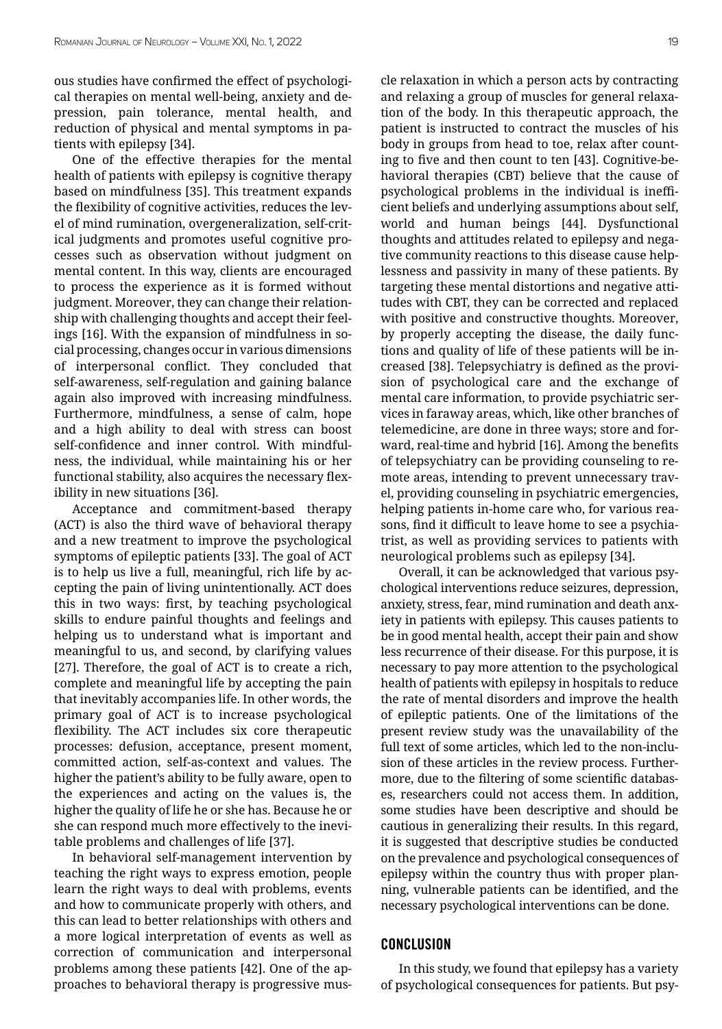ous studies have confirmed the effect of psychological therapies on mental well-being, anxiety and depression, pain tolerance, mental health, and reduction of physical and mental symptoms in patients with epilepsy [34].

One of the effective therapies for the mental health of patients with epilepsy is cognitive therapy based on mindfulness [35]. This treatment expands the flexibility of cognitive activities, reduces the level of mind rumination, overgeneralization, self-critical judgments and promotes useful cognitive processes such as observation without judgment on mental content. In this way, clients are encouraged to process the experience as it is formed without judgment. Moreover, they can change their relationship with challenging thoughts and accept their feelings [16]. With the expansion of mindfulness in social processing, changes occur in various dimensions of interpersonal conflict. They concluded that self-awareness, self-regulation and gaining balance again also improved with increasing mindfulness. Furthermore, mindfulness, a sense of calm, hope and a high ability to deal with stress can boost self-confidence and inner control. With mindfulness, the individual, while maintaining his or her functional stability, also acquires the necessary flexibility in new situations [36].

Acceptance and commitment-based therapy (ACT) is also the third wave of behavioral therapy and a new treatment to improve the psychological symptoms of epileptic patients [33]. The goal of ACT is to help us live a full, meaningful, rich life by accepting the pain of living unintentionally. ACT does this in two ways: first, by teaching psychological skills to endure painful thoughts and feelings and helping us to understand what is important and meaningful to us, and second, by clarifying values [27]. Therefore, the goal of ACT is to create a rich, complete and meaningful life by accepting the pain that inevitably accompanies life. In other words, the primary goal of ACT is to increase psychological flexibility. The ACT includes six core therapeutic processes: defusion, acceptance, present moment, committed action, self-as-context and values. The higher the patient's ability to be fully aware, open to the experiences and acting on the values is, the higher the quality of life he or she has. Because he or she can respond much more effectively to the inevitable problems and challenges of life [37].

In behavioral self-management intervention by teaching the right ways to express emotion, people learn the right ways to deal with problems, events and how to communicate properly with others, and this can lead to better relationships with others and a more logical interpretation of events as well as correction of communication and interpersonal problems among these patients [42]. One of the approaches to behavioral therapy is progressive muscle relaxation in which a person acts by contracting and relaxing a group of muscles for general relaxation of the body. In this therapeutic approach, the patient is instructed to contract the muscles of his body in groups from head to toe, relax after counting to five and then count to ten [43]. Cognitive-behavioral therapies (CBT) believe that the cause of psychological problems in the individual is inefficient beliefs and underlying assumptions about self, world and human beings [44]. Dysfunctional thoughts and attitudes related to epilepsy and negative community reactions to this disease cause helplessness and passivity in many of these patients. By targeting these mental distortions and negative attitudes with CBT, they can be corrected and replaced with positive and constructive thoughts. Moreover, by properly accepting the disease, the daily functions and quality of life of these patients will be increased [38]. Telepsychiatry is defined as the provision of psychological care and the exchange of mental care information, to provide psychiatric services in faraway areas, which, like other branches of telemedicine, are done in three ways; store and forward, real-time and hybrid [16]. Among the benefits of telepsychiatry can be providing counseling to remote areas, intending to prevent unnecessary travel, providing counseling in psychiatric emergencies, helping patients in-home care who, for various reasons, find it difficult to leave home to see a psychiatrist, as well as providing services to patients with neurological problems such as epilepsy [34].

Overall, it can be acknowledged that various psychological interventions reduce seizures, depression, anxiety, stress, fear, mind rumination and death anxiety in patients with epilepsy. This causes patients to be in good mental health, accept their pain and show less recurrence of their disease. For this purpose, it is necessary to pay more attention to the psychological health of patients with epilepsy in hospitals to reduce the rate of mental disorders and improve the health of epileptic patients. One of the limitations of the present review study was the unavailability of the full text of some articles, which led to the non-inclusion of these articles in the review process. Furthermore, due to the filtering of some scientific databases, researchers could not access them. In addition, some studies have been descriptive and should be cautious in generalizing their results. In this regard, it is suggested that descriptive studies be conducted on the prevalence and psychological consequences of epilepsy within the country thus with proper planning, vulnerable patients can be identified, and the necessary psychological interventions can be done.

## CONCLUSION

In this study, we found that epilepsy has a variety of psychological consequences for patients. But psy-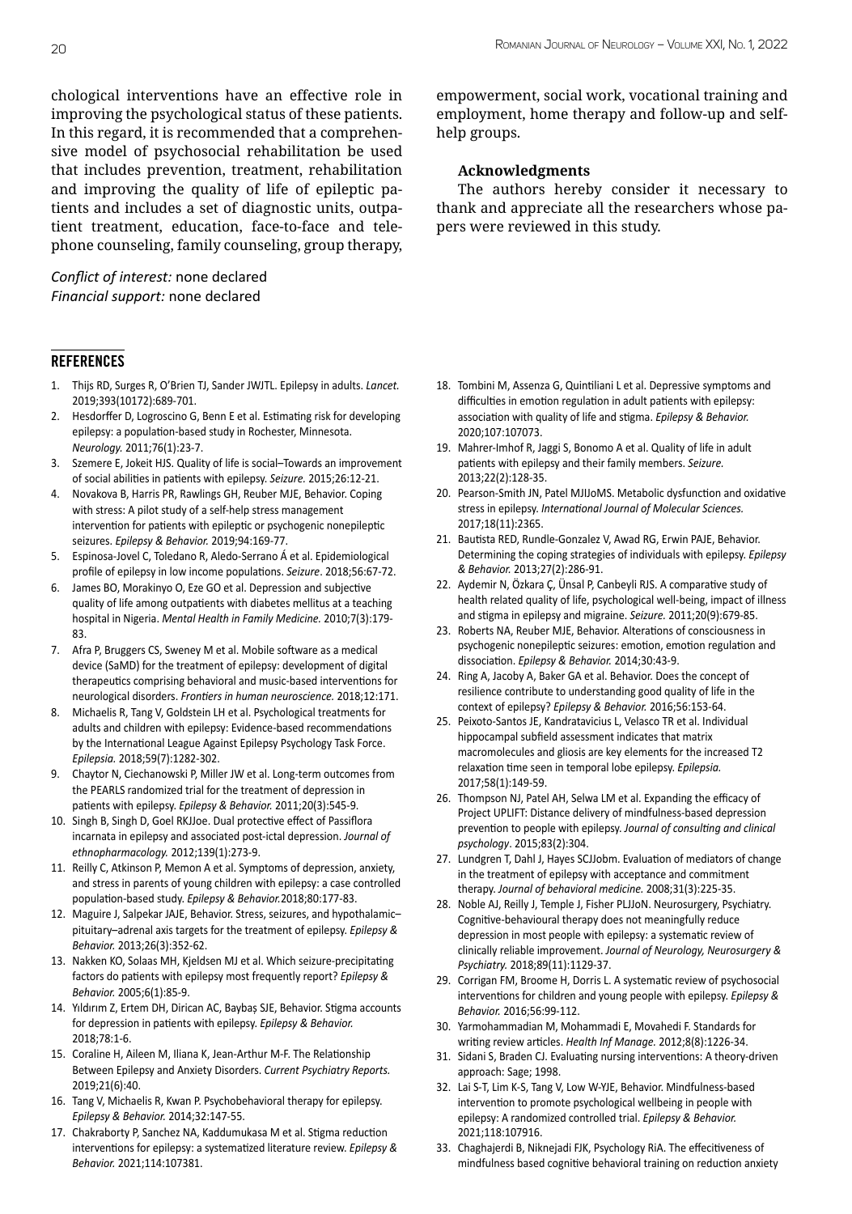chological interventions have an effective role in improving the psychological status of these patients. In this regard, it is recommended that a comprehensive model of psychosocial rehabilitation be used that includes prevention, treatment, rehabilitation and improving the quality of life of epileptic patients and includes a set of diagnostic units, outpatient treatment, education, face-to-face and telephone counseling, family counseling, group therapy, empowerment, social work, vocational training and employment, home therapy and follow-up and self-help groups.

**Acknowledgments**

The authors hereby consider it necessary to thank and appreciate all the researchers whose papers were reviewed in this study.

*Conflict of interest:* none declared
*Financial support:* none declared

## REFERENCES

1. Thijs RD, Surges R, O'Brien TJ, Sander JWJTL. Epilepsy in adults. *Lancet.* 2019;393(10172):689-701.
2. Hesdorffer D, Logroscino G, Benn E et al. Estimating risk for developing epilepsy: a population-based study in Rochester, Minnesota. *Neurology.* 2011;76(1):23-7.
3. Szemere E, Jokeit HJS. Quality of life is social–Towards an improvement of social abilities in patients with epilepsy. *Seizure.* 2015;26:12-21.
4. Novakova B, Harris PR, Rawlings GH, Reuber MJE, Behavior. Coping with stress: A pilot study of a self-help stress management intervention for patients with epileptic or psychogenic nonepileptic seizures. *Epilepsy & Behavior.* 2019;94:169-77.
5. Espinosa-Jovel C, Toledano R, Aledo-Serrano Á et al. Epidemiological profile of epilepsy in low income populations. *Seizure*. 2018;56:67-72.
6. James BO, Morakinyo O, Eze GO et al. Depression and subjective quality of life among outpatients with diabetes mellitus at a teaching hospital in Nigeria. *Mental Health in Family Medicine.* 2010;7(3):179-83.
7. Afra P, Bruggers CS, Sweney M et al. Mobile software as a medical device (SaMD) for the treatment of epilepsy: development of digital therapeutics comprising behavioral and music-based interventions for neurological disorders. *Frontiers in human neuroscience.* 2018;12:171.
8. Michaelis R, Tang V, Goldstein LH et al. Psychological treatments for adults and children with epilepsy: Evidence-based recommendations by the International League Against Epilepsy Psychology Task Force. *Epilepsia.* 2018;59(7):1282-302.
9. Chaytor N, Ciechanowski P, Miller JW et al. Long-term outcomes from the PEARLS randomized trial for the treatment of depression in patients with epilepsy. *Epilepsy & Behavior.* 2011;20(3):545-9.
10. Singh B, Singh D, Goel RKJJoe. Dual protective effect of Passiflora incarnata in epilepsy and associated post-ictal depression. *Journal of ethnopharmacology.* 2012;139(1):273-9.
11. Reilly C, Atkinson P, Memon A et al. Symptoms of depression, anxiety, and stress in parents of young children with epilepsy: a case controlled population-based study. *Epilepsy & Behavior.*2018;80:177-83.
12. Maguire J, Salpekar JAJE, Behavior. Stress, seizures, and hypothalamic–pituitary–adrenal axis targets for the treatment of epilepsy. *Epilepsy & Behavior.* 2013;26(3):352-62.
13. Nakken KO, Solaas MH, Kjeldsen MJ et al. Which seizure-precipitating factors do patients with epilepsy most frequently report? *Epilepsy & Behavior.* 2005;6(1):85-9.
14. Yıldırım Z, Ertem DH, Dirican AC, Baybaș SJE, Behavior. Stigma accounts for depression in patients with epilepsy. *Epilepsy & Behavior.* 2018;78:1-6.
15. Coraline H, Aileen M, Iliana K, Jean-Arthur M-F. The Relationship Between Epilepsy and Anxiety Disorders. *Current Psychiatry Reports.* 2019;21(6):40.
16. Tang V, Michaelis R, Kwan P. Psychobehavioral therapy for epilepsy. *Epilepsy & Behavior.* 2014;32:147-55.
17. Chakraborty P, Sanchez NA, Kaddumukasa M et al. Stigma reduction interventions for epilepsy: a systematized literature review. *Epilepsy & Behavior.* 2021;114:107381.
18. Tombini M, Assenza G, Quintiliani L et al. Depressive symptoms and difficulties in emotion regulation in adult patients with epilepsy: association with quality of life and stigma. *Epilepsy & Behavior.* 2020;107:107073.
19. Mahrer-Imhof R, Jaggi S, Bonomo A et al. Quality of life in adult patients with epilepsy and their family members. *Seizure.* 2013;22(2):128-35.
20. Pearson-Smith JN, Patel MJIJoMS. Metabolic dysfunction and oxidative stress in epilepsy. *International Journal of Molecular Sciences.* 2017;18(11):2365.
21. Bautista RED, Rundle-Gonzalez V, Awad RG, Erwin PAJE, Behavior. Determining the coping strategies of individuals with epilepsy. *Epilepsy & Behavior.* 2013;27(2):286-91.
22. Aydemir N, Özkara Ç, Ünsal P, Canbeyli RJS. A comparative study of health related quality of life, psychological well-being, impact of illness and stigma in epilepsy and migraine. *Seizure.* 2011;20(9):679-85.
23. Roberts NA, Reuber MJE, Behavior. Alterations of consciousness in psychogenic nonepileptic seizures: emotion, emotion regulation and dissociation. *Epilepsy & Behavior.* 2014;30:43-9.
24. Ring A, Jacoby A, Baker GA et al. Behavior. Does the concept of resilience contribute to understanding good quality of life in the context of epilepsy? *Epilepsy & Behavior.* 2016;56:153-64.
25. Peixoto-Santos JE, Kandratavicius L, Velasco TR et al. Individual hippocampal subfield assessment indicates that matrix macromolecules and gliosis are key elements for the increased T2 relaxation time seen in temporal lobe epilepsy. *Epilepsia.* 2017;58(1):149-59.
26. Thompson NJ, Patel AH, Selwa LM et al. Expanding the efficacy of Project UPLIFT: Distance delivery of mindfulness-based depression prevention to people with epilepsy. *Journal of consulting and clinical psychology*. 2015;83(2):304.
27. Lundgren T, Dahl J, Hayes SCJJobm. Evaluation of mediators of change in the treatment of epilepsy with acceptance and commitment therapy. *Journal of behavioral medicine.* 2008;31(3):225-35.
28. Noble AJ, Reilly J, Temple J, Fisher PLJJoN. Neurosurgery, Psychiatry. Cognitive-behavioural therapy does not meaningfully reduce depression in most people with epilepsy: a systematic review of clinically reliable improvement. *Journal of Neurology, Neurosurgery & Psychiatry.* 2018;89(11):1129-37.
29. Corrigan FM, Broome H, Dorris L. A systematic review of psychosocial interventions for children and young people with epilepsy. *Epilepsy & Behavior.* 2016;56:99-112.
30. Yarmohammadian M, Mohammadi E, Movahedi F. Standards for writing review articles. *Health Inf Manage.* 2012;8(8):1226-34.
31. Sidani S, Braden CJ. Evaluating nursing interventions: A theory-driven approach: Sage; 1998.
32. Lai S-T, Lim K-S, Tang V, Low W-YJE, Behavior. Mindfulness-based intervention to promote psychological wellbeing in people with epilepsy: A randomized controlled trial. *Epilepsy & Behavior.* 2021;118:107916.
33. Chaghajerdi B, Niknejadi FJK, Psychology RiA. The effectiveness of mindfulness based cognitive behavioral training on reduction anxiety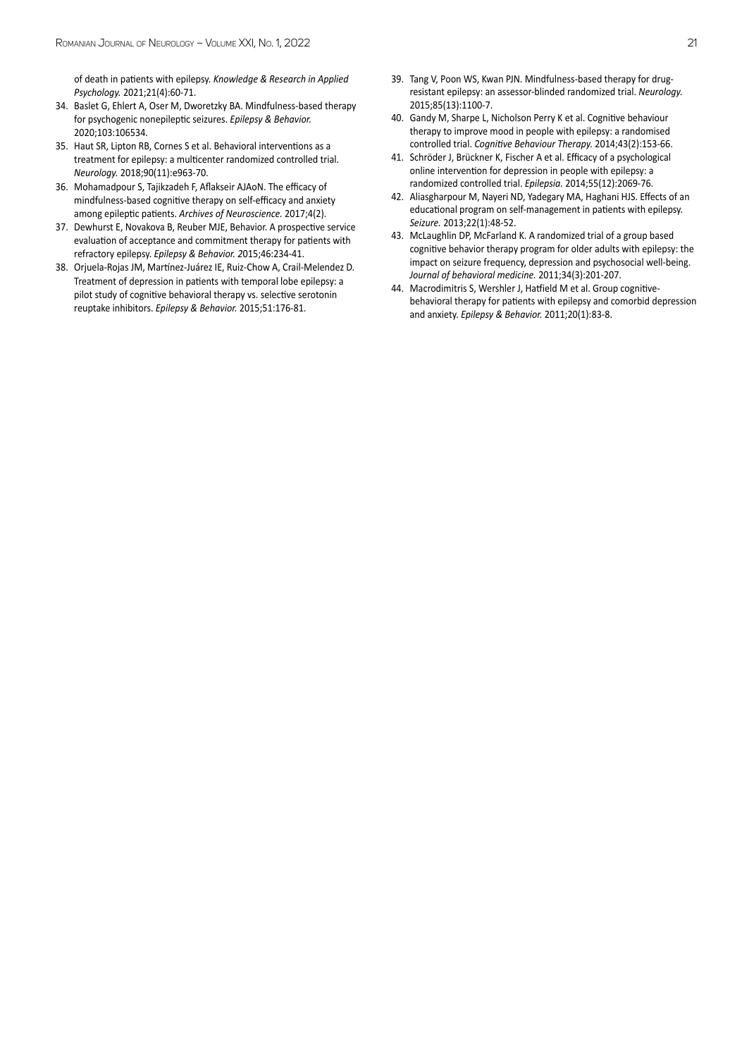of death in patients with epilepsy. *Knowledge & Research in Applied Psychology.* 2021;21(4):60-71.

34. Baslet G, Ehlert A, Oser M, Dworetzky BA. Mindfulness-based therapy for psychogenic nonepileptic seizures. *Epilepsy & Behavior.* 2020;103:106534.
35. Haut SR, Lipton RB, Cornes S et al. Behavioral interventions as a treatment for epilepsy: a multicenter randomized controlled trial. *Neurology.* 2018;90(11):e963-70.
36. Mohamadpour S, Tajikzadeh F, Aflakseir AJAoN. The efficacy of mindfulness-based cognitive therapy on self-efficacy and anxiety among epileptic patients. *Archives of Neuroscience.* 2017;4(2).
37. Dewhurst E, Novakova B, Reuber MJE, Behavior. A prospective service evaluation of acceptance and commitment therapy for patients with refractory epilepsy. *Epilepsy & Behavior. 2*015;46:234-41.
38. Orjuela-Rojas JM, Martínez-Juárez IE, Ruiz-Chow A, Crail-Melendez D. Treatment of depression in patients with temporal lobe epilepsy: a pilot study of cognitive behavioral therapy vs. selective serotonin reuptake inhibitors. *Epilepsy & Behavior.* 2015;51:176-81.
39. Tang V, Poon WS, Kwan PJN. Mindfulness-based therapy for drug-resistant epilepsy: an assessor-blinded randomized trial. *Neurology.* 2015;85(13):1100-7.
40. Gandy M, Sharpe L, Nicholson Perry K et al. Cognitive behaviour therapy to improve mood in people with epilepsy: a randomised controlled trial. *Cognitive Behaviour Therapy.* 2014;43(2):153-66.
41. Schröder J, Brückner K, Fischer A et al. Efficacy of a psychological online intervention for depression in people with epilepsy: a randomized controlled trial. *Epilepsia.* 2014;55(12):2069-76.
42. Aliasgharpour M, Nayeri ND, Yadegary MA, Haghani HJS. Effects of an educational program on self-management in patients with epilepsy. *Seizure.* 2013;22(1):48-52.
43. McLaughlin DP, McFarland K. A randomized trial of a group based cognitive behavior therapy program for older adults with epilepsy: the impact on seizure frequency, depression and psychosocial well-being. *Journal of behavioral medicine.* 2011;34(3):201-207.
44. Macrodimitris S, Wershler J, Hatfield M et al. Group cognitive-behavioral therapy for patients with epilepsy and comorbid depression and anxiety. *Epilepsy & Behavior.* 2011;20(1):83-8.